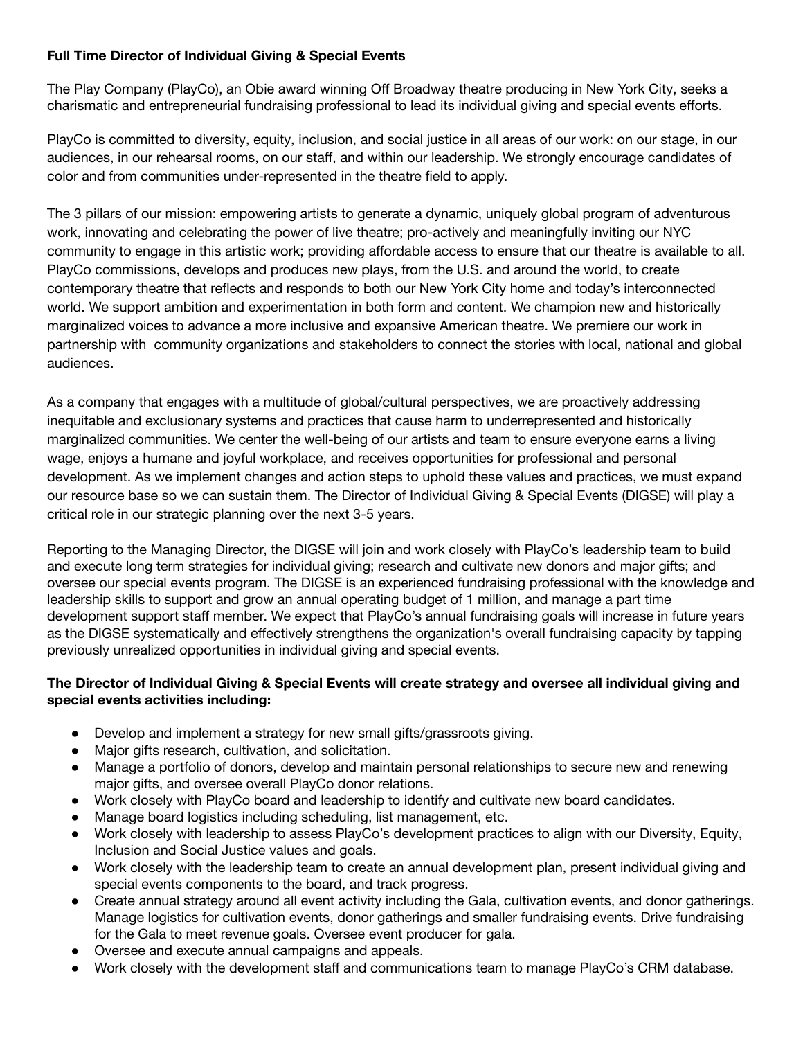**Full Time Director of Individual Giving & Special Events**

The Play Company (PlayCo), an Obie award winning Off Broadway theatre producing in New York City, seeks a charismatic and entrepreneurial fundraising professional to lead its individual giving and special events efforts.

PlayCo is committed to diversity, equity, inclusion, and social justice in all areas of our work: on our stage, in our audiences, in our rehearsal rooms, on our staff, and within our leadership. We strongly encourage candidates of color and from communities under-represented in the theatre field to apply.

The 3 pillars of our mission: empowering artists to generate a dynamic, uniquely global program of adventurous work, innovating and celebrating the power of live theatre; pro-actively and meaningfully inviting our NYC community to engage in this artistic work; providing affordable access to ensure that our theatre is available to all. PlayCo commissions, develops and produces new plays, from the U.S. and around the world, to create contemporary theatre that reflects and responds to both our New York City home and today's interconnected world. We support ambition and experimentation in both form and content. We champion new and historically marginalized voices to advance a more inclusive and expansive American theatre. We premiere our work in partnership with community organizations and stakeholders to connect the stories with local, national and global audiences.

As a company that engages with a multitude of global/cultural perspectives, we are proactively addressing inequitable and exclusionary systems and practices that cause harm to underrepresented and historically marginalized communities. We center the well-being of our artists and team to ensure everyone earns a living wage, enjoys a humane and joyful workplace, and receives opportunities for professional and personal development. As we implement changes and action steps to uphold these values and practices, we must expand our resource base so we can sustain them. The Director of Individual Giving & Special Events (DIGSE) will play a critical role in our strategic planning over the next 3-5 years.

Reporting to the Managing Director, the DIGSE will join and work closely with PlayCo's leadership team to build and execute long term strategies for individual giving; research and cultivate new donors and major gifts; and oversee our special events program. The DIGSE is an experienced fundraising professional with the knowledge and leadership skills to support and grow an annual operating budget of 1 million, and manage a part time development support staff member. We expect that PlayCo's annual fundraising goals will increase in future years as the DIGSE systematically and effectively strengthens the organization's overall fundraising capacity by tapping previously unrealized opportunities in individual giving and special events.

**The Director of Individual Giving & Special Events will create strategy and oversee all individual giving and special events activities including:**

- Develop and implement a strategy for new small gifts/grassroots giving.
- Major gifts research, cultivation, and solicitation.
- Manage a portfolio of donors, develop and maintain personal relationships to secure new and renewing major gifts, and oversee overall PlayCo donor relations.
- Work closely with PlayCo board and leadership to identify and cultivate new board candidates.
- Manage board logistics including scheduling, list management, etc.
- Work closely with leadership to assess PlayCo's development practices to align with our Diversity, Equity, Inclusion and Social Justice values and goals.
- Work closely with the leadership team to create an annual development plan, present individual giving and special events components to the board, and track progress.
- Create annual strategy around all event activity including the Gala, cultivation events, and donor gatherings. Manage logistics for cultivation events, donor gatherings and smaller fundraising events. Drive fundraising for the Gala to meet revenue goals. Oversee event producer for gala.
- Oversee and execute annual campaigns and appeals.
- Work closely with the development staff and communications team to manage PlayCo's CRM database.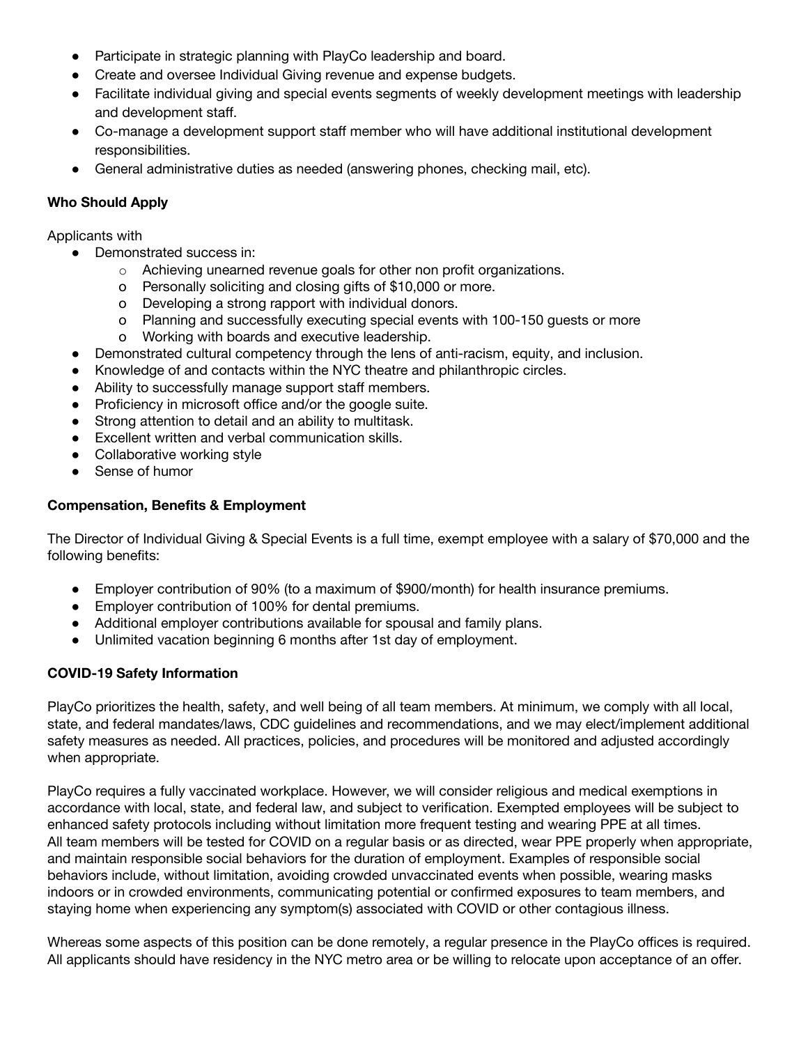- Participate in strategic planning with PlayCo leadership and board.
- Create and oversee Individual Giving revenue and expense budgets.
- Facilitate individual giving and special events segments of weekly development meetings with leadership and development staff.
- Co-manage a development support staff member who will have additional institutional development responsibilities.
- General administrative duties as needed (answering phones, checking mail, etc).

**Who Should Apply**

Applicants with

- Demonstrated success in:
  - Achieving unearned revenue goals for other non profit organizations.
  - Personally soliciting and closing gifts of $10,000 or more.
  - Developing a strong rapport with individual donors.
  - Planning and successfully executing special events with 100-150 guests or more
  - Working with boards and executive leadership.
- Demonstrated cultural competency through the lens of anti-racism, equity, and inclusion.
- Knowledge of and contacts within the NYC theatre and philanthropic circles.
- Ability to successfully manage support staff members.
- Proficiency in microsoft office and/or the google suite.
- Strong attention to detail and an ability to multitask.
- Excellent written and verbal communication skills.
- Collaborative working style
- Sense of humor

**Compensation, Benefits & Employment**

The Director of Individual Giving & Special Events is a full time, exempt employee with a salary of $70,000 and the following benefits:

- Employer contribution of 90% (to a maximum of $900/month) for health insurance premiums.
- Employer contribution of 100% for dental premiums.
- Additional employer contributions available for spousal and family plans.
- Unlimited vacation beginning 6 months after 1st day of employment.

**COVID-19 Safety Information**

PlayCo prioritizes the health, safety, and well being of all team members. At minimum, we comply with all local, state, and federal mandates/laws, CDC guidelines and recommendations, and we may elect/implement additional safety measures as needed. All practices, policies, and procedures will be monitored and adjusted accordingly when appropriate.

PlayCo requires a fully vaccinated workplace. However, we will consider religious and medical exemptions in accordance with local, state, and federal law, and subject to verification. Exempted employees will be subject to enhanced safety protocols including without limitation more frequent testing and wearing PPE at all times. All team members will be tested for COVID on a regular basis or as directed, wear PPE properly when appropriate, and maintain responsible social behaviors for the duration of employment. Examples of responsible social behaviors include, without limitation, avoiding crowded unvaccinated events when possible, wearing masks indoors or in crowded environments, communicating potential or confirmed exposures to team members, and staying home when experiencing any symptom(s) associated with COVID or other contagious illness.

Whereas some aspects of this position can be done remotely, a regular presence in the PlayCo offices is required. All applicants should have residency in the NYC metro area or be willing to relocate upon acceptance of an offer.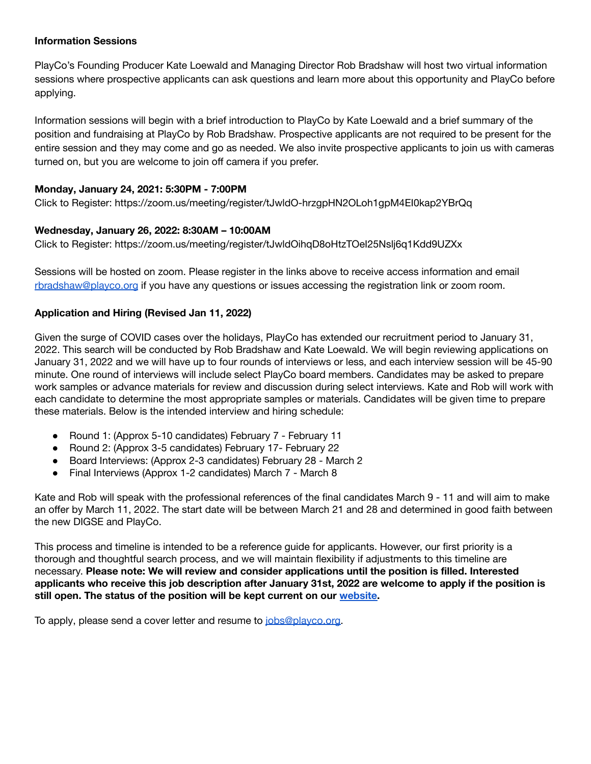**Information Sessions**

PlayCo's Founding Producer Kate Loewald and Managing Director Rob Bradshaw will host two virtual information sessions where prospective applicants can ask questions and learn more about this opportunity and PlayCo before applying.

Information sessions will begin with a brief introduction to PlayCo by Kate Loewald and a brief summary of the position and fundraising at PlayCo by Rob Bradshaw. Prospective applicants are not required to be present for the entire session and they may come and go as needed. We also invite prospective applicants to join us with cameras turned on, but you are welcome to join off camera if you prefer.

**Monday, January 24, 2021: 5:30PM - 7:00PM**
Click to Register: https://zoom.us/meeting/register/tJwldO-hrzgpHN2OLoh1gpM4El0kap2YBrQq

**Wednesday, January 26, 2022: 8:30AM – 10:00AM**
Click to Register: https://zoom.us/meeting/register/tJwldOihqD8oHtzTOel25Nslj6q1Kdd9UZXx

Sessions will be hosted on zoom. Please register in the links above to receive access information and email rbradshaw@playco.org if you have any questions or issues accessing the registration link or zoom room.

**Application and Hiring (Revised Jan 11, 2022)**

Given the surge of COVID cases over the holidays, PlayCo has extended our recruitment period to January 31, 2022. This search will be conducted by Rob Bradshaw and Kate Loewald. We will begin reviewing applications on January 31, 2022 and we will have up to four rounds of interviews or less, and each interview session will be 45-90 minute. One round of interviews will include select PlayCo board members. Candidates may be asked to prepare work samples or advance materials for review and discussion during select interviews. Kate and Rob will work with each candidate to determine the most appropriate samples or materials. Candidates will be given time to prepare these materials. Below is the intended interview and hiring schedule:

- Round 1: (Approx 5-10 candidates) February 7 - February 11
- Round 2: (Approx 3-5 candidates) February 17- February 22
- Board Interviews: (Approx 2-3 candidates) February 28 - March 2
- Final Interviews (Approx 1-2 candidates) March 7 - March 8

Kate and Rob will speak with the professional references of the final candidates March 9 - 11 and will aim to make an offer by March 11, 2022. The start date will be between March 21 and 28 and determined in good faith between the new DIGSE and PlayCo.

This process and timeline is intended to be a reference guide for applicants. However, our first priority is a thorough and thoughtful search process, and we will maintain flexibility if adjustments to this timeline are necessary. **Please note: We will review and consider applications until the position is filled. Interested applicants who receive this job description after January 31st, 2022 are welcome to apply if the position is still open. The status of the position will be kept current on our website.**

To apply, please send a cover letter and resume to jobs@playco.org.